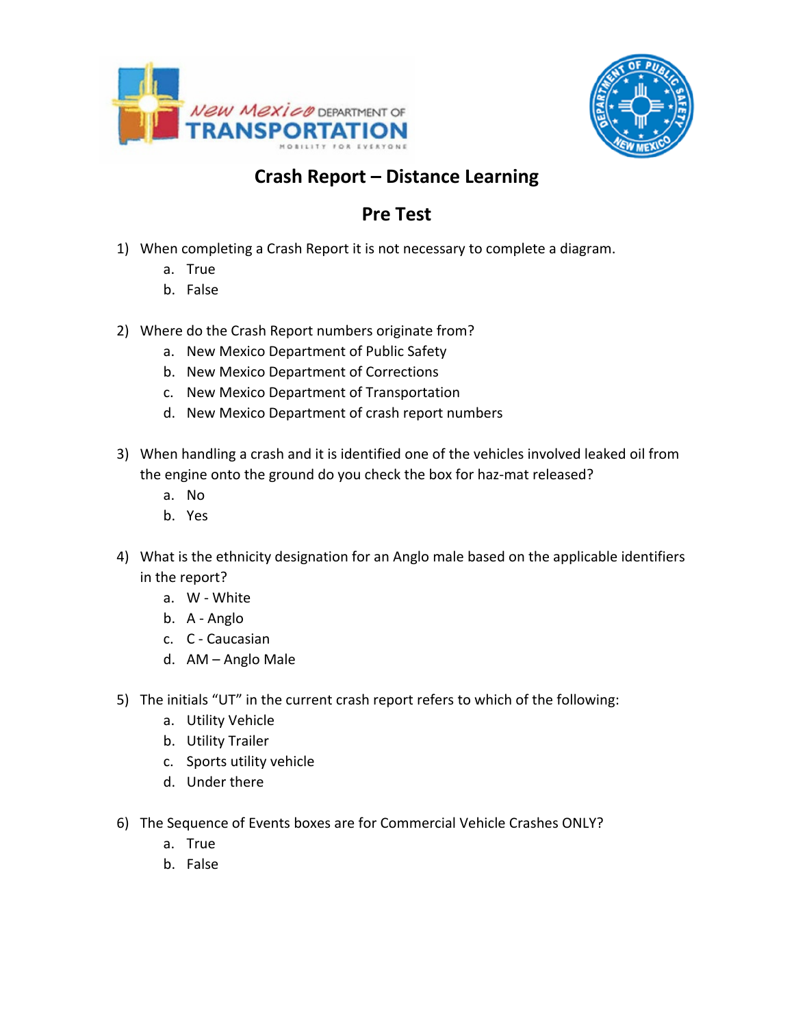# Crash Report – Distance Learning

## Pre Test

1) When completing a Crash Report it is not necessary to complete a diagram.
   a. True
   b. False

2) Where do the Crash Report numbers originate from?
   a. New Mexico Department of Public Safety
   b. New Mexico Department of Corrections
   c. New Mexico Department of Transportation
   d. New Mexico Department of crash report numbers

3) When handling a crash and it is identified one of the vehicles involved leaked oil from the engine onto the ground do you check the box for haz-mat released?
   a. No
   b. Yes

4) What is the ethnicity designation for an Anglo male based on the applicable identifiers in the report?
   a. W - White
   b. A - Anglo
   c. C - Caucasian
   d. AM – Anglo Male

5) The initials "UT" in the current crash report refers to which of the following:
   a. Utility Vehicle
   b. Utility Trailer
   c. Sports utility vehicle
   d. Under there

6) The Sequence of Events boxes are for Commercial Vehicle Crashes ONLY?
   a. True
   b. False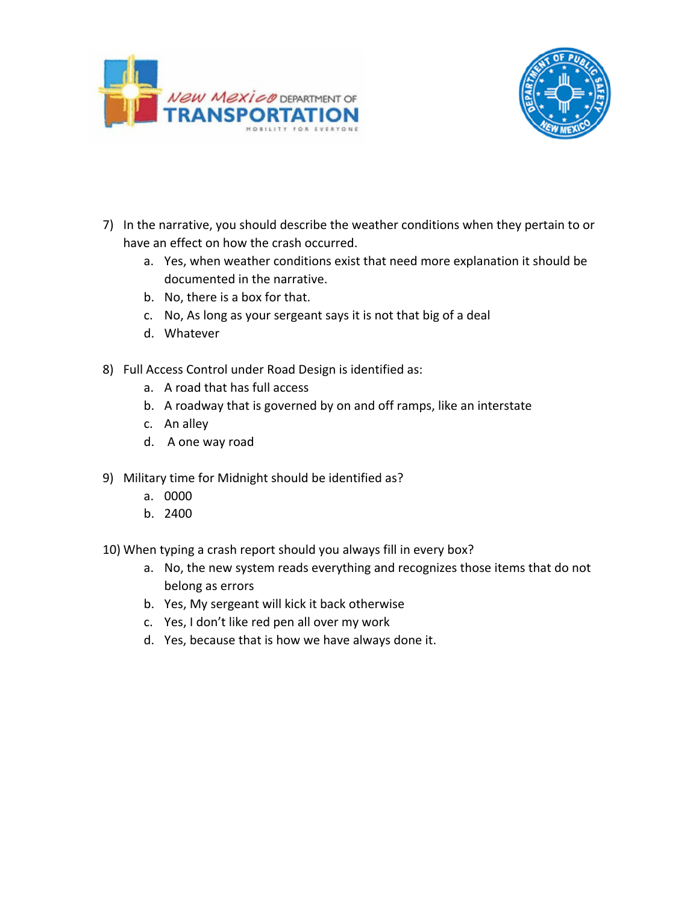7) In the narrative, you should describe the weather conditions when they pertain to or have an effect on how the crash occurred.
    a. Yes, when weather conditions exist that need more explanation it should be documented in the narrative.
    b. No, there is a box for that.
    c. No, As long as your sergeant says it is not that big of a deal
    d. Whatever

8) Full Access Control under Road Design is identified as:
    a. A road that has full access
    b. A roadway that is governed by on and off ramps, like an interstate
    c. An alley
    d. A one way road

9) Military time for Midnight should be identified as?
    a. 0000
    b. 2400

10) When typing a crash report should you always fill in every box?
    a. No, the new system reads everything and recognizes those items that do not belong as errors
    b. Yes, My sergeant will kick it back otherwise
    c. Yes, I don't like red pen all over my work
    d. Yes, because that is how we have always done it.